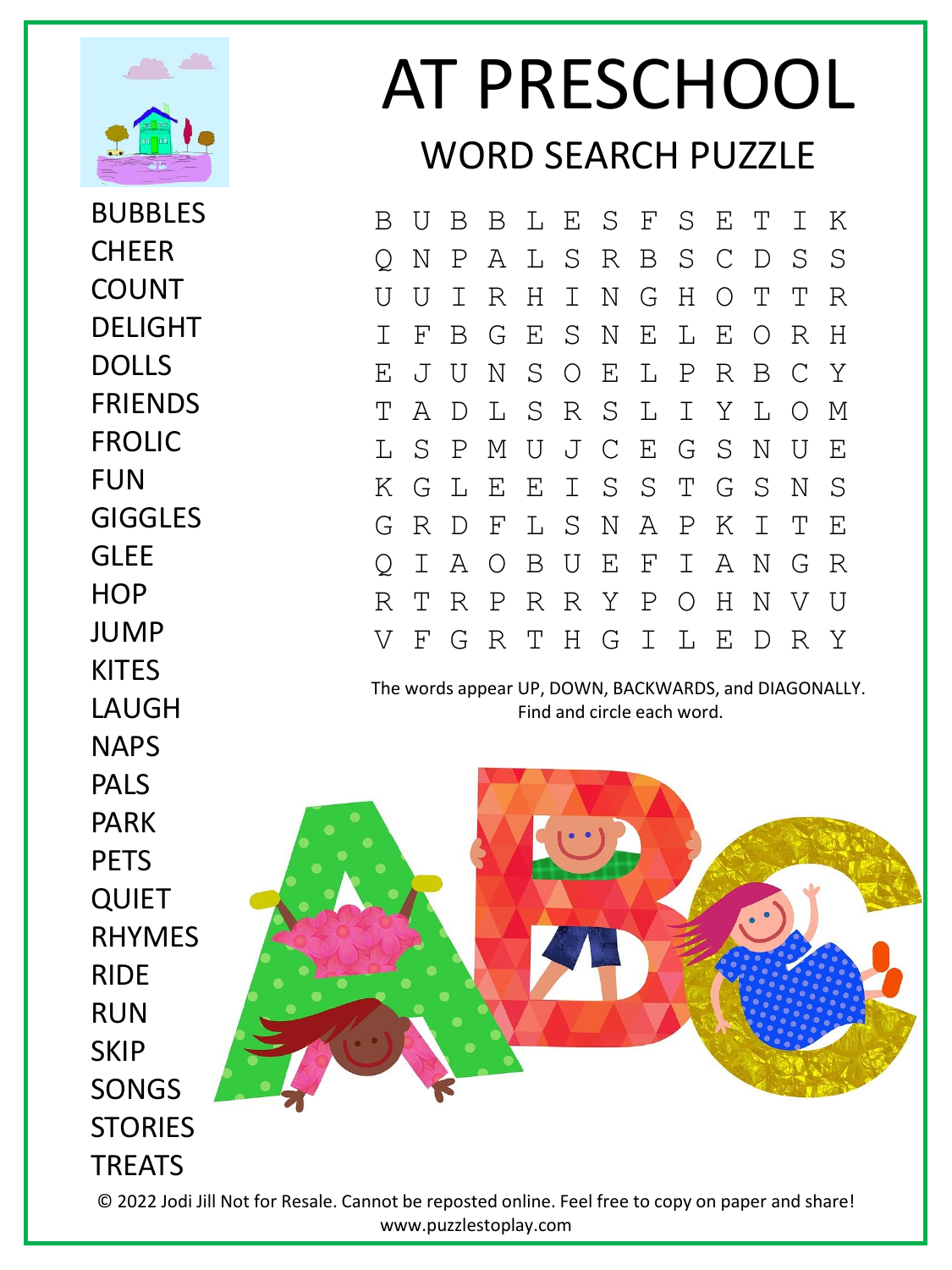# AT PRESCHOOL

## WORD SEARCH PUZZLE

```
B U B B L E S F S E T I K
Q N P A L S R B S C D S S
U U I R H I N G H O T T R
I F B G E S N E L E O R H
E J U N S O E L P R B C Y
T A D L S R S L I Y L O M
L S P M U J C E G S N U E
K G L E E I S S T G S N S
G R D F L S N A P K I T E
Q I A O B U E F I A N G R
R T R P R R Y P O H N V U
V F G R T H G I L E D R Y
```

The words appear UP, DOWN, BACKWARDS, and DIAGONALLY. Find and circle each word.

- BUBBLES
- CHEER
- COUNT
- DELIGHT
- DOLLS
- FRIENDS
- FROLIC
- FUN
- GIGGLES
- GLEE
- HOP
- JUMP
- KITES
- LAUGH
- NAPS
- PALS
- PARK
- PETS
- QUIET
- RHYMES
- RIDE
- RUN
- SKIP
- SONGS
- STORIES
- TREATS

© 2022 Jodi Jill Not for Resale. Cannot be reposted online. Feel free to copy on paper and share!
www.puzzlestoplay.com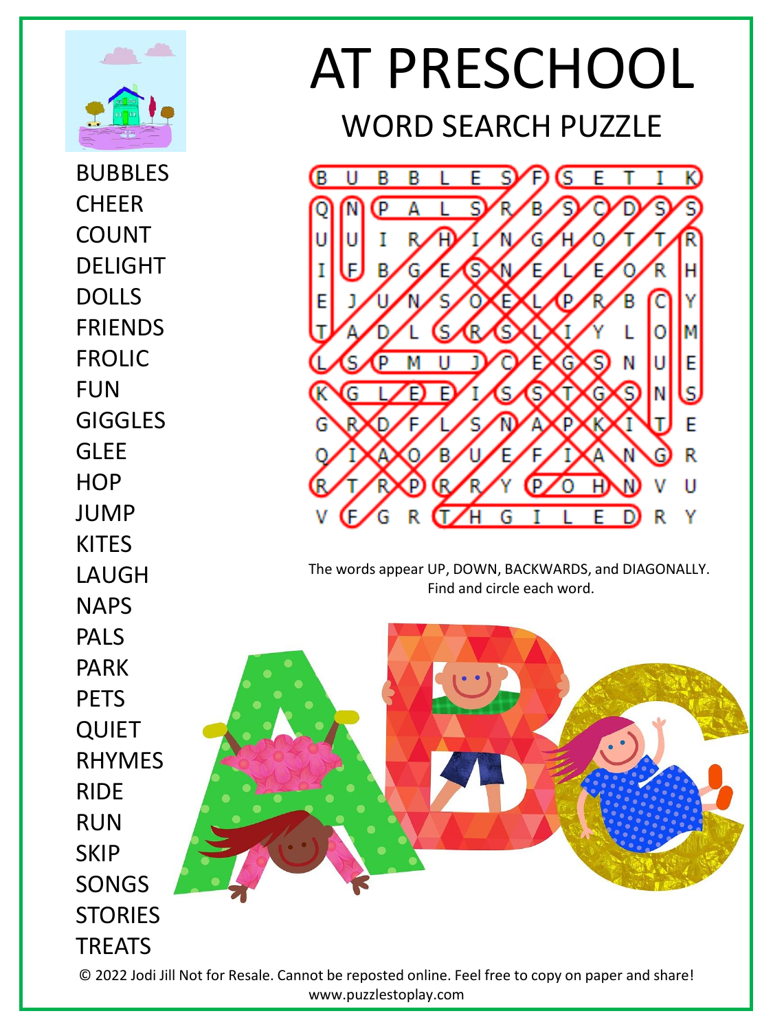# AT PRESCHOOL

## WORD SEARCH PUZZLE

BUBBLES
CHEER
COUNT
DELIGHT
DOLLS
FRIENDS
FROLIC
FUN
GIGGLES
GLEE
HOP
JUMP
KITES
LAUGH
NAPS
PALS
PARK
PETS
QUIET
RHYMES
RIDE
RUN
SKIP
SONGS
STORIES
TREATS

| | | | | | | | | | | | |
|---|---|---|---|---|---|---|---|---|---|---|---|
| B | U | B | B | L | E | S | F | S | E | T | I | K |
| Q | N | P | A | L | S | R | B | S | C | D | S | S |
| U | U | I | R | H | I | N | G | H | O | T | T | R |
| I | F | B | G | E | S | N | E | L | E | O | R | H |
| E | J | U | N | S | O | E | L | P | R | B | C | Y |
| T | A | D | L | S | R | S | L | I | Y | L | O | M |
| L | S | P | M | U | J | C | E | G | S | N | U | E |
| K | G | L | E | E | I | S | S | T | G | S | N | S |
| G | R | D | F | L | S | N | A | P | K | I | T | E |
| Q | I | A | O | B | U | E | F | I | A | N | G | R |
| R | T | R | P | R | R | Y | P | O | H | N | V | U |
| V | F | G | R | T | H | G | I | L | E | D | R | Y |

The words appear UP, DOWN, BACKWARDS, and DIAGONALLY.
Find and circle each word.

© 2022 Jodi Jill Not for Resale. Cannot be reposted online. Feel free to copy on paper and share!
www.puzzlestoplay.com